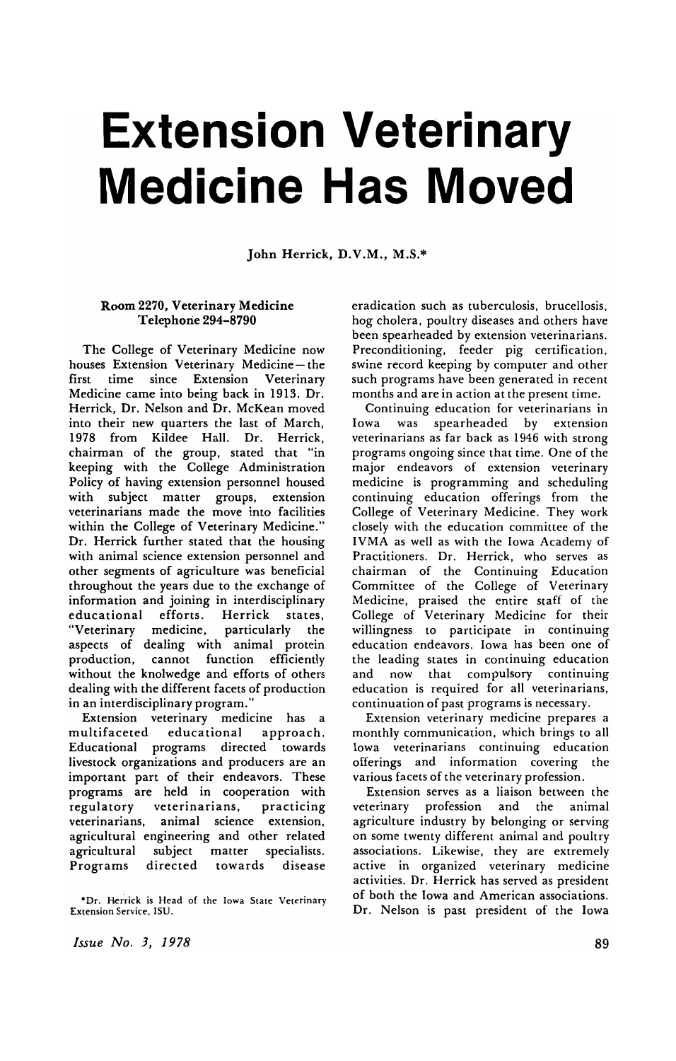# Extension Veterinary Medicine Has Moved

John Herrick, D.V.M., M.S.*

**Room 2270, Veterinary Medicine**
**Telephone 294-8790**

The College of Veterinary Medicine now houses Extension Veterinary Medicine—the first time since Extension Veterinary Medicine came into being back in 1913. Dr. Herrick, Dr. Nelson and Dr. McKean moved into their new quarters the last of March, 1978 from Kildee Hall. Dr. Herrick, chairman of the group, stated that "in keeping with the College Administration Policy of having extension personnel housed with subject matter groups, extension veterinarians made the move into facilities within the College of Veterinary Medicine." Dr. Herrick further stated that the housing with animal science extension personnel and other segments of agriculture was beneficial throughout the years due to the exchange of information and joining in interdisciplinary educational efforts. Herrick states, "Veterinary medicine, particularly the aspects of dealing with animal protein production, cannot function efficiently without the knolwedge and efforts of others dealing with the different facets of production in an interdisciplinary program."

Extension veterinary medicine has a multifaceted educational approach. Educational programs directed towards livestock organizations and producers are an important part of their endeavors. These programs are held in cooperation with regulatory veterinarians, practicing veterinarians, animal science extension, agricultural engineering and other related agricultural subject matter specialists. Programs directed towards disease eradication such as tuberculosis, brucellosis, hog cholera, poultry diseases and others have been spearheaded by extension veterinarians. Preconditioning, feeder pig certification, swine record keeping by computer and other such programs have been generated in recent months and are in action at the present time.

Continuing education for veterinarians in Iowa was spearheaded by extension veterinarians as far back as 1946 with strong programs ongoing since that time. One of the major endeavors of extension veterinary medicine is programming and scheduling continuing education offerings from the College of Veterinary Medicine. They work closely with the education committee of the IVMA as well as with the Iowa Academy of Practitioners. Dr. Herrick, who serves as chairman of the Continuing Education Committee of the College of Veterinary Medicine, praised the entire staff of the College of Veterinary Medicine for their willingness to participate in continuing education endeavors. Iowa has been one of the leading states in continuing education and now that compulsory continuing education is required for all veterinarians, continuation of past programs is necessary.

Extension veterinary medicine prepares a monthly communication, which brings to all Iowa veterinarians continuing education offerings and information covering the various facets of the veterinary profession.

Extension serves as a liaison between the veterinary profession and the animal agriculture industry by belonging or serving on some twenty different animal and poultry associations. Likewise, they are extremely active in organized veterinary medicine activities. Dr. Herrick has served as president of both the Iowa and American associations. Dr. Nelson is past president of the Iowa

*Dr. Herrick is Head of the Iowa State Veterinary Extension Service, ISU.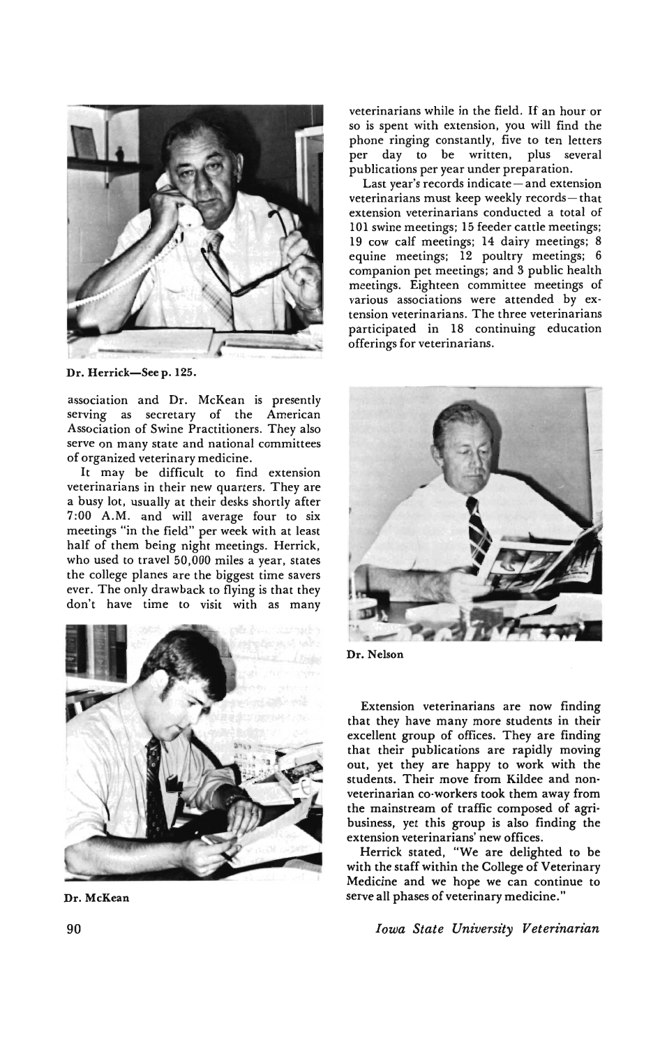Dr. Herrick—See p. 125.

association and Dr. McKean is presently serving as secretary of the American Association of Swine Practitioners. They also serve on many state and national committees of organized veterinary medicine.

It may be difficult to find extension veterinarians in their new quarters. They are a busy lot, usually at their desks shortly after 7:00 A.M. and will average four to six meetings "in the field" per week with at least half of them being night meetings. Herrick, who used to travel 50,000 miles a year, states the college planes are the biggest time savers ever. The only drawback to flying is that they don't have time to visit with as many veterinarians while in the field. If an hour or so is spent with extension, you will find the phone ringing constantly, five to ten letters per day to be written, plus several publications per year under preparation.

Dr. McKean

Last year's records indicate—and extension veterinarians must keep weekly records—that extension veterinarians conducted a total of 101 swine meetings; 15 feeder cattle meetings; 19 cow calf meetings; 14 dairy meetings; 8 equine meetings; 12 poultry meetings; 6 companion pet meetings; and 3 public health meetings. Eighteen committee meetings of various associations were attended by extension veterinarians. The three veterinarians participated in 18 continuing education offerings for veterinarians.

Dr. Nelson

Extension veterinarians are now finding that they have many more students in their excellent group of offices. They are finding that their publications are rapidly moving out, yet they are happy to work with the students. Their move from Kildee and non-veterinarian co-workers took them away from the mainstream of traffic composed of agri-business, yet this group is also finding the extension veterinarians' new offices.

Herrick stated, "We are delighted to be with the staff within the College of Veterinary Medicine and we hope we can continue to serve all phases of veterinary medicine."